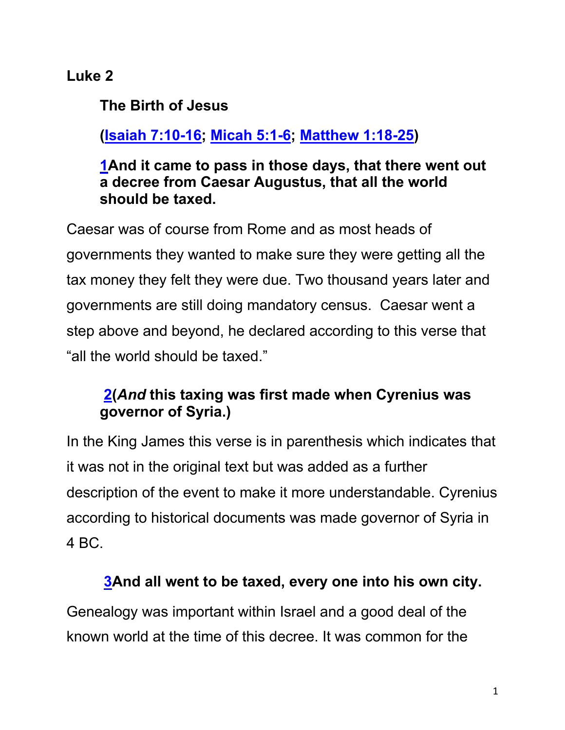**Luke 2**

**The Birth of Jesus**

**([Isaiah 7:10-16](); [Micah 5:1-6](); [Matthew 1:18-25]())**

**[1]()And it came to pass in those days, that there went out a decree from Caesar Augustus, that all the world should be taxed.**

Caesar was of course from Rome and as most heads of governments they wanted to make sure they were getting all the tax money they felt they were due. Two thousand years later and governments are still doing mandatory census. Caesar went a step above and beyond, he declared according to this verse that "all the world should be taxed."

**[2]()(*And* this taxing was first made when Cyrenius was governor of Syria.)**

In the King James this verse is in parenthesis which indicates that it was not in the original text but was added as a further description of the event to make it more understandable. Cyrenius according to historical documents was made governor of Syria in 4 BC.

**[3]()And all went to be taxed, every one into his own city.**

Genealogy was important within Israel and a good deal of the known world at the time of this decree. It was common for the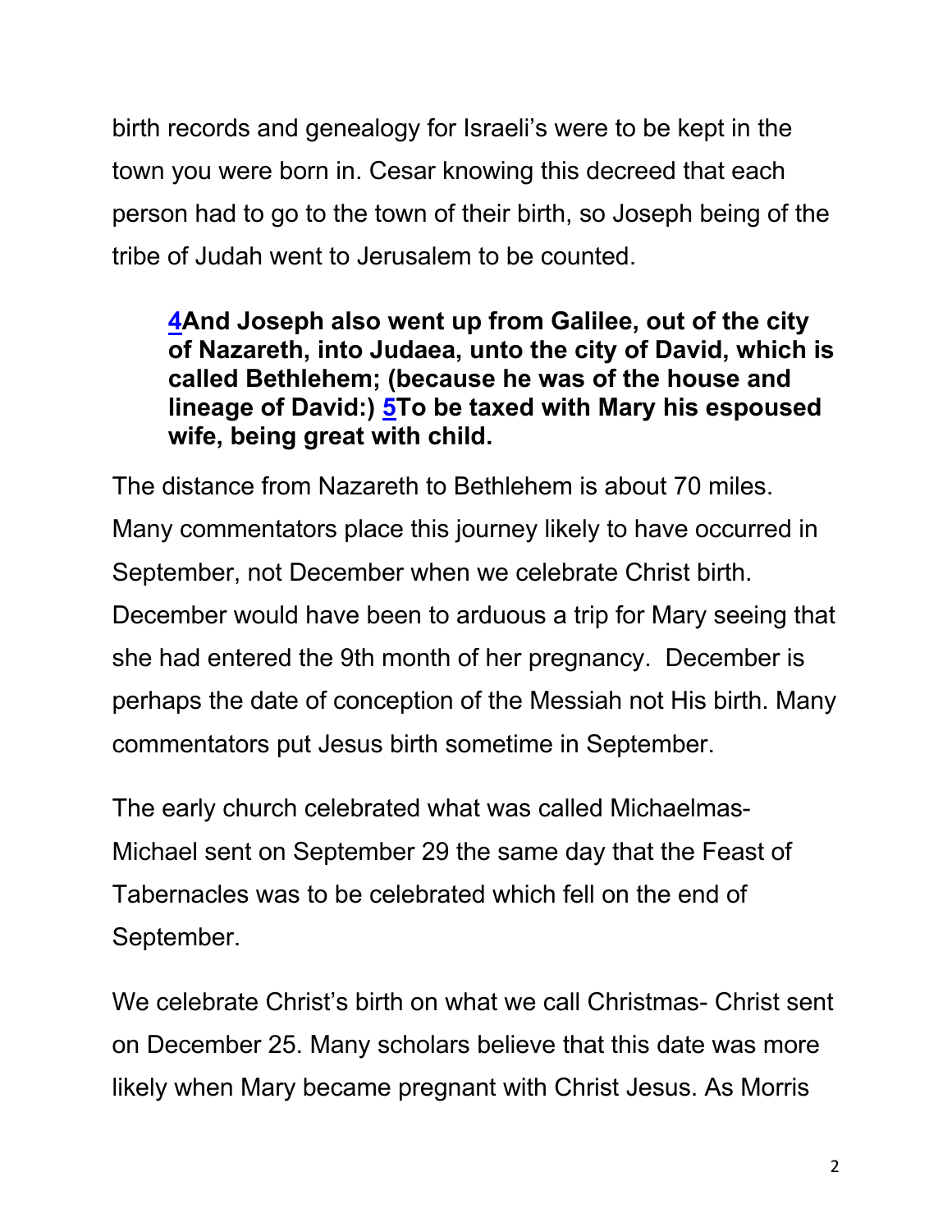birth records and genealogy for Israeli's were to be kept in the town you were born in. Cesar knowing this decreed that each person had to go to the town of their birth, so Joseph being of the tribe of Judah went to Jerusalem to be counted.

> **4And Joseph also went up from Galilee, out of the city of Nazareth, into Judaea, unto the city of David, which is called Bethlehem; (because he was of the house and lineage of David:) 5To be taxed with Mary his espoused wife, being great with child.**

The distance from Nazareth to Bethlehem is about 70 miles. Many commentators place this journey likely to have occurred in September, not December when we celebrate Christ birth. December would have been to arduous a trip for Mary seeing that she had entered the 9th month of her pregnancy. December is perhaps the date of conception of the Messiah not His birth. Many commentators put Jesus birth sometime in September.

The early church celebrated what was called Michaelmas- Michael sent on September 29 the same day that the Feast of Tabernacles was to be celebrated which fell on the end of September.

We celebrate Christ's birth on what we call Christmas- Christ sent on December 25. Many scholars believe that this date was more likely when Mary became pregnant with Christ Jesus. As Morris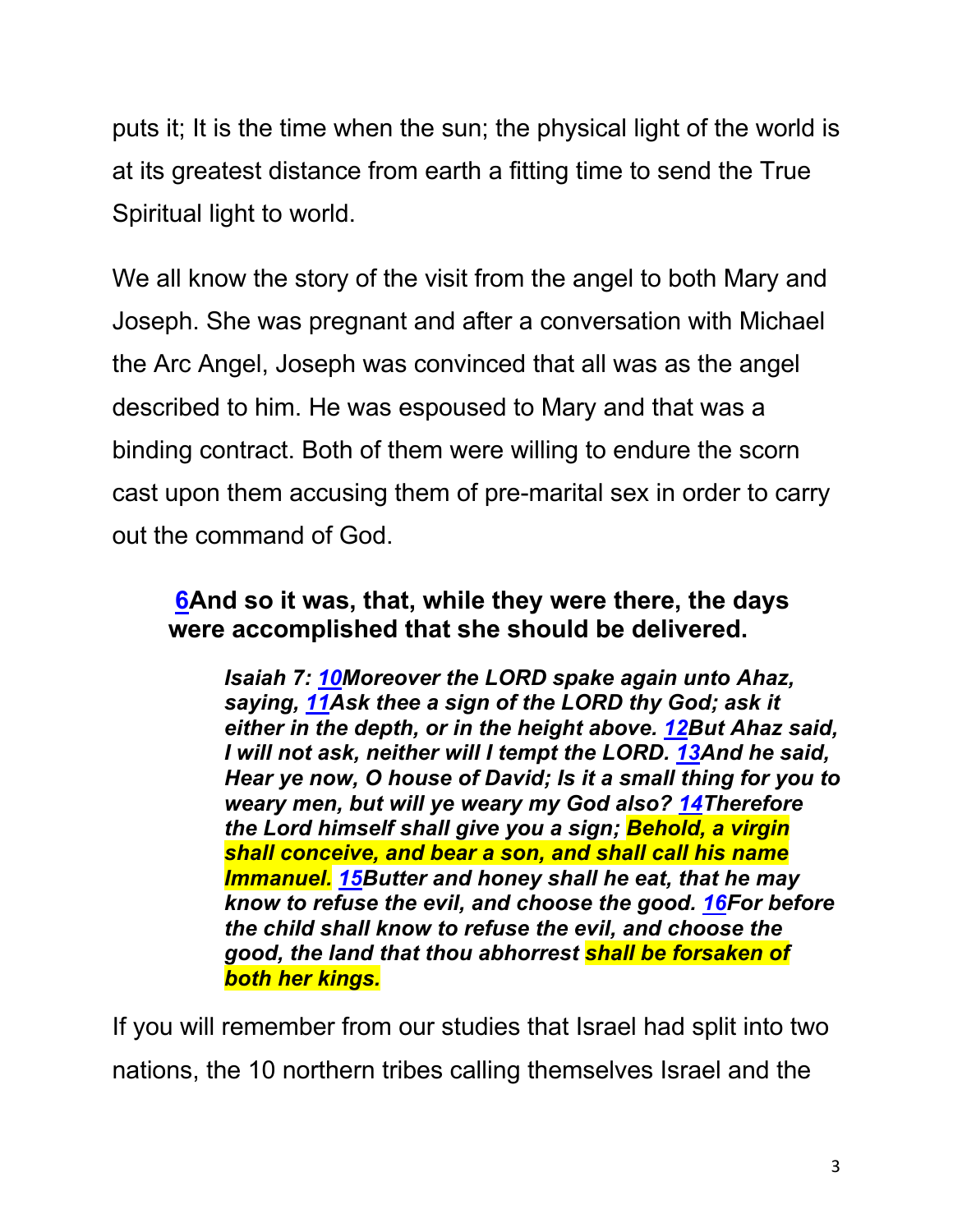puts it; It is the time when the sun; the physical light of the world is at its greatest distance from earth a fitting time to send the True Spiritual light to world.

We all know the story of the visit from the angel to both Mary and Joseph. She was pregnant and after a conversation with Michael the Arc Angel, Joseph was convinced that all was as the angel described to him. He was espoused to Mary and that was a binding contract. Both of them were willing to endure the scorn cast upon them accusing them of pre-marital sex in order to carry out the command of God.

> **6And so it was, that, while they were there, the days were accomplished that she should be delivered.**
>
> > ***Isaiah 7: 10Moreover the LORD spake again unto Ahaz, saying, 11Ask thee a sign of the LORD thy God; ask it either in the depth, or in the height above. 12But Ahaz said, I will not ask, neither will I tempt the LORD. 13And he said, Hear ye now, O house of David; Is it a small thing for you to weary men, but will ye weary my God also? 14Therefore the Lord himself shall give you a sign; Behold, a virgin shall conceive, and bear a son, and shall call his name Immanuel. 15Butter and honey shall he eat, that he may know to refuse the evil, and choose the good. 16For before the child shall know to refuse the evil, and choose the good, the land that thou abhorrest shall be forsaken of both her kings.***

If you will remember from our studies that Israel had split into two nations, the 10 northern tribes calling themselves Israel and the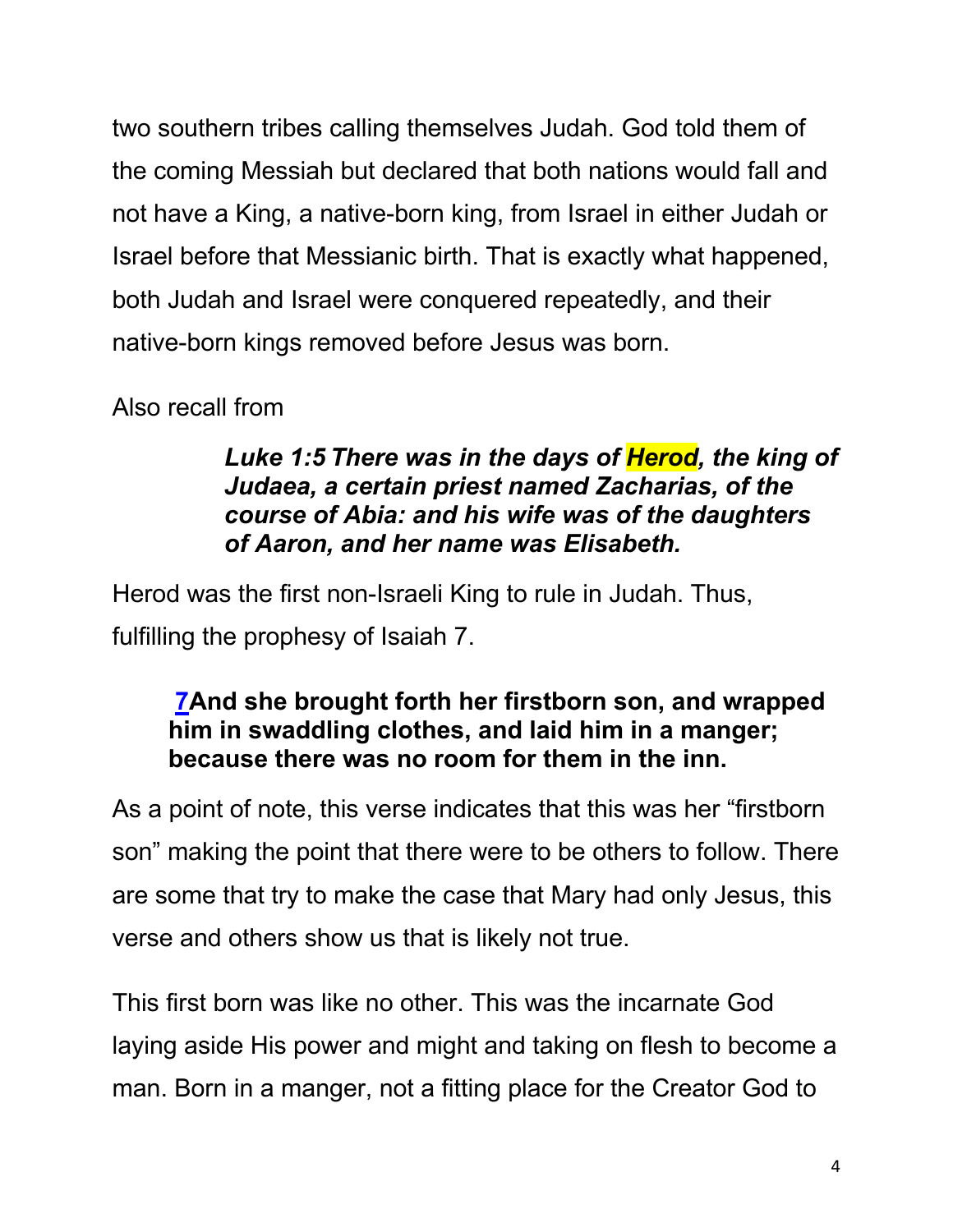two southern tribes calling themselves Judah. God told them of the coming Messiah but declared that both nations would fall and not have a King, a native-born king, from Israel in either Judah or Israel before that Messianic birth. That is exactly what happened, both Judah and Israel were conquered repeatedly, and their native-born kings removed before Jesus was born.

Also recall from

> ***Luke 1:5 There was in the days of Herod, the king of Judaea, a certain priest named Zacharias, of the course of Abia: and his wife was of the daughters of Aaron, and her name was Elisabeth.***

Herod was the first non-Israeli King to rule in Judah. Thus, fulfilling the prophesy of Isaiah 7.

> **7And she brought forth her firstborn son, and wrapped him in swaddling clothes, and laid him in a manger; because there was no room for them in the inn.**

As a point of note, this verse indicates that this was her "firstborn son" making the point that there were to be others to follow. There are some that try to make the case that Mary had only Jesus, this verse and others show us that is likely not true.

This first born was like no other. This was the incarnate God laying aside His power and might and taking on flesh to become a man. Born in a manger, not a fitting place for the Creator God to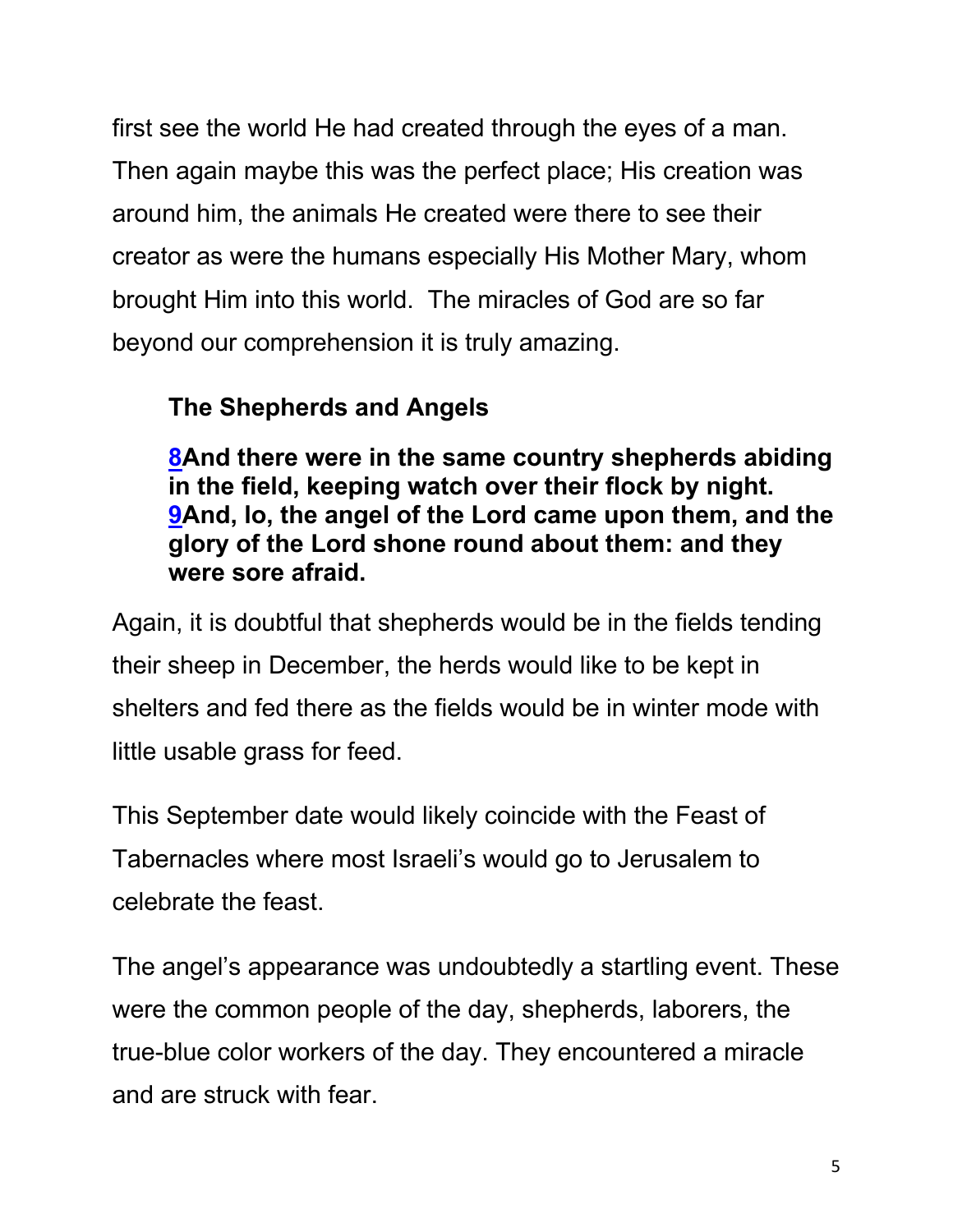first see the world He had created through the eyes of a man. Then again maybe this was the perfect place; His creation was around him, the animals He created were there to see their creator as were the humans especially His Mother Mary, whom brought Him into this world. The miracles of God are so far beyond our comprehension it is truly amazing.

**The Shepherds and Angels**

**[8](#)And there were in the same country shepherds abiding in the field, keeping watch over their flock by night. [9](#)And, lo, the angel of the Lord came upon them, and the glory of the Lord shone round about them: and they were sore afraid.**

Again, it is doubtful that shepherds would be in the fields tending their sheep in December, the herds would like to be kept in shelters and fed there as the fields would be in winter mode with little usable grass for feed.

This September date would likely coincide with the Feast of Tabernacles where most Israeli's would go to Jerusalem to celebrate the feast.

The angel's appearance was undoubtedly a startling event. These were the common people of the day, shepherds, laborers, the true-blue color workers of the day. They encountered a miracle and are struck with fear.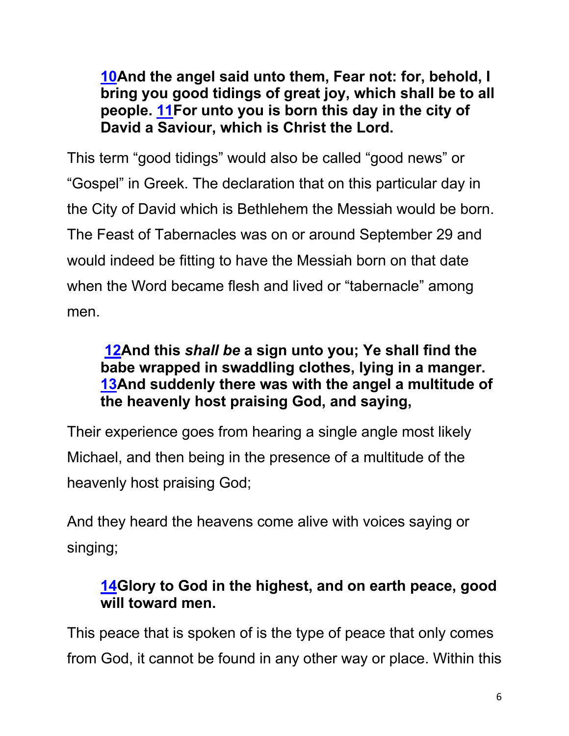**[10](#)And the angel said unto them, Fear not: for, behold, I bring you good tidings of great joy, which shall be to all people. [11](#)For unto you is born this day in the city of David a Saviour, which is Christ the Lord.**

This term "good tidings" would also be called "good news" or "Gospel" in Greek. The declaration that on this particular day in the City of David which is Bethlehem the Messiah would be born. The Feast of Tabernacles was on or around September 29 and would indeed be fitting to have the Messiah born on that date when the Word became flesh and lived or "tabernacle" among men.

**[12](#)And this *shall be* a sign unto you; Ye shall find the babe wrapped in swaddling clothes, lying in a manger. [13](#)And suddenly there was with the angel a multitude of the heavenly host praising God, and saying,**

Their experience goes from hearing a single angle most likely Michael, and then being in the presence of a multitude of the heavenly host praising God;

And they heard the heavens come alive with voices saying or singing;

**[14](#)Glory to God in the highest, and on earth peace, good will toward men.**

This peace that is spoken of is the type of peace that only comes from God, it cannot be found in any other way or place. Within this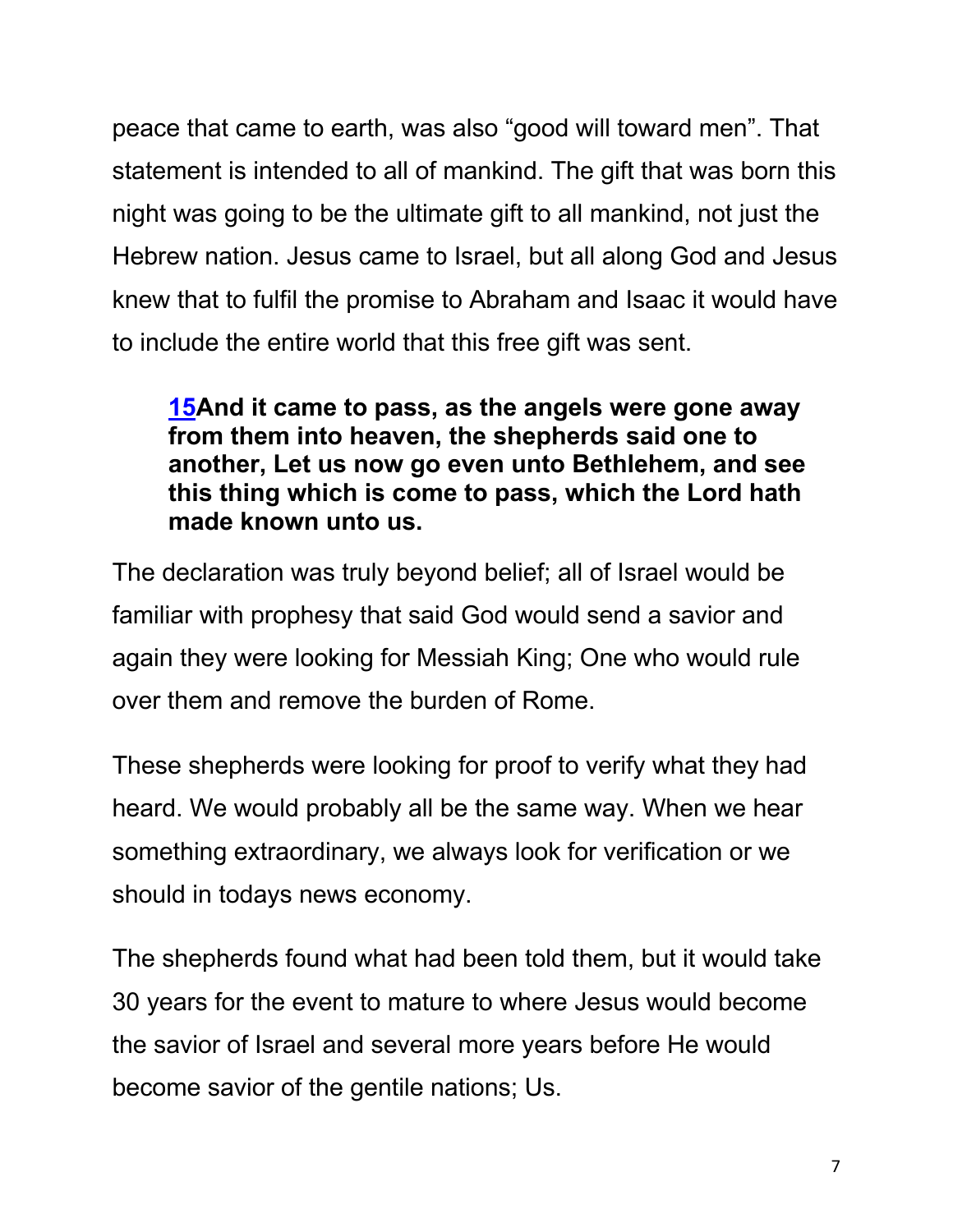peace that came to earth, was also “good will toward men”. That statement is intended to all of mankind. The gift that was born this night was going to be the ultimate gift to all mankind, not just the Hebrew nation. Jesus came to Israel, but all along God and Jesus knew that to fulfil the promise to Abraham and Isaac it would have to include the entire world that this free gift was sent.

> **15And it came to pass, as the angels were gone away from them into heaven, the shepherds said one to another, Let us now go even unto Bethlehem, and see this thing which is come to pass, which the Lord hath made known unto us.**

The declaration was truly beyond belief; all of Israel would be familiar with prophesy that said God would send a savior and again they were looking for Messiah King; One who would rule over them and remove the burden of Rome.

These shepherds were looking for proof to verify what they had heard. We would probably all be the same way. When we hear something extraordinary, we always look for verification or we should in todays news economy.

The shepherds found what had been told them, but it would take 30 years for the event to mature to where Jesus would become the savior of Israel and several more years before He would become savior of the gentile nations; Us.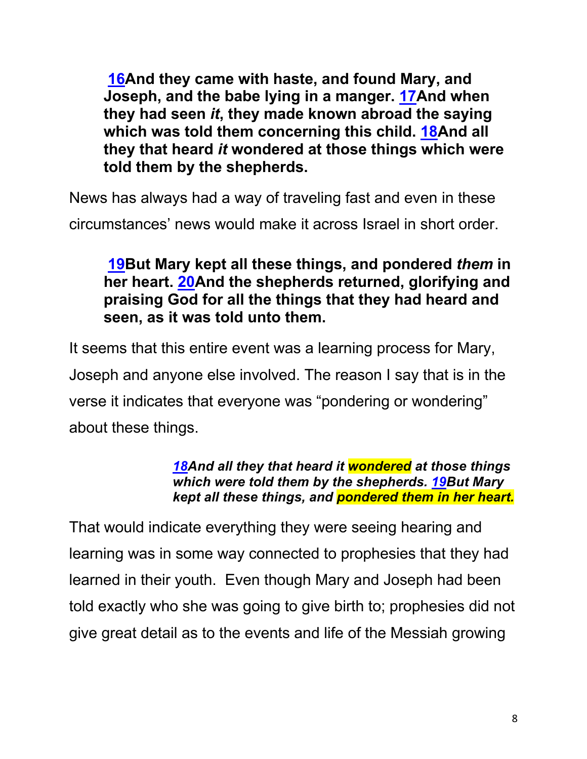**16And they came with haste, and found Mary, and Joseph, and the babe lying in a manger. 17And when they had seen *it*, they made known abroad the saying which was told them concerning this child. 18And all they that heard *it* wondered at those things which were told them by the shepherds.**

News has always had a way of traveling fast and even in these circumstances' news would make it across Israel in short order.

**19But Mary kept all these things, and pondered *them* in her heart. 20And the shepherds returned, glorifying and praising God for all the things that they had heard and seen, as it was told unto them.**

It seems that this entire event was a learning process for Mary, Joseph and anyone else involved. The reason I say that is in the verse it indicates that everyone was "pondering or wondering" about these things.

> ***18And all they that heard it wondered at those things which were told them by the shepherds. 19But Mary kept all these things, and pondered them in her heart.***

That would indicate everything they were seeing hearing and learning was in some way connected to prophesies that they had learned in their youth. Even though Mary and Joseph had been told exactly who she was going to give birth to; prophesies did not give great detail as to the events and life of the Messiah growing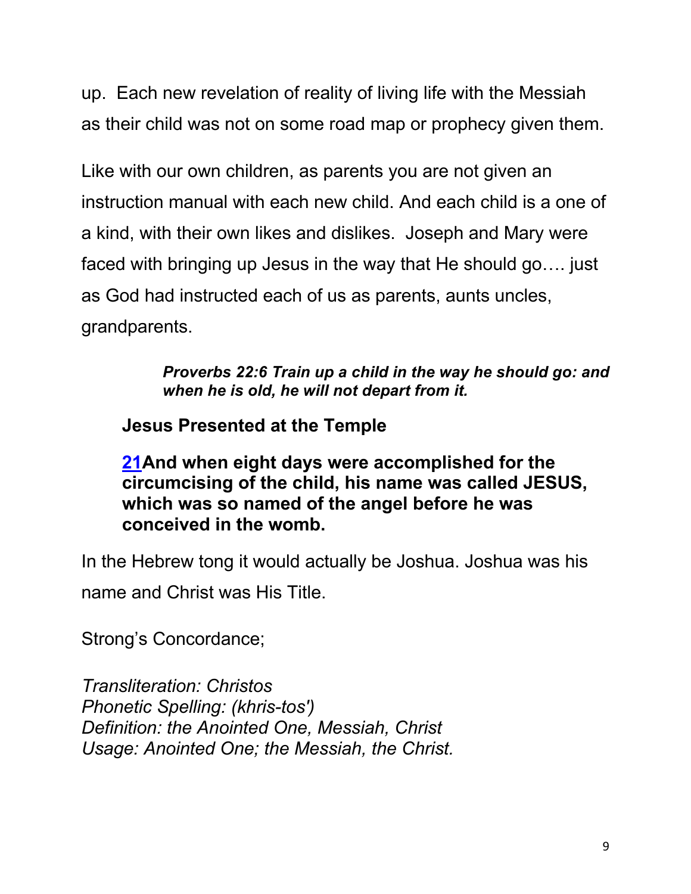up. Each new revelation of reality of living life with the Messiah as their child was not on some road map or prophecy given them.

Like with our own children, as parents you are not given an instruction manual with each new child. And each child is a one of a kind, with their own likes and dislikes. Joseph and Mary were faced with bringing up Jesus in the way that He should go…. just as God had instructed each of us as parents, aunts uncles, grandparents.

> ***Proverbs 22:6 Train up a child in the way he should go: and when he is old, he will not depart from it.***

**Jesus Presented at the Temple**

**21And when eight days were accomplished for the circumcising of the child, his name was called JESUS, which was so named of the angel before he was conceived in the womb.**

In the Hebrew tong it would actually be Joshua. Joshua was his name and Christ was His Title.

Strong's Concordance;

*Transliteration: Christos*
*Phonetic Spelling: (khris-tos')*
*Definition: the Anointed One, Messiah, Christ*
*Usage: Anointed One; the Messiah, the Christ.*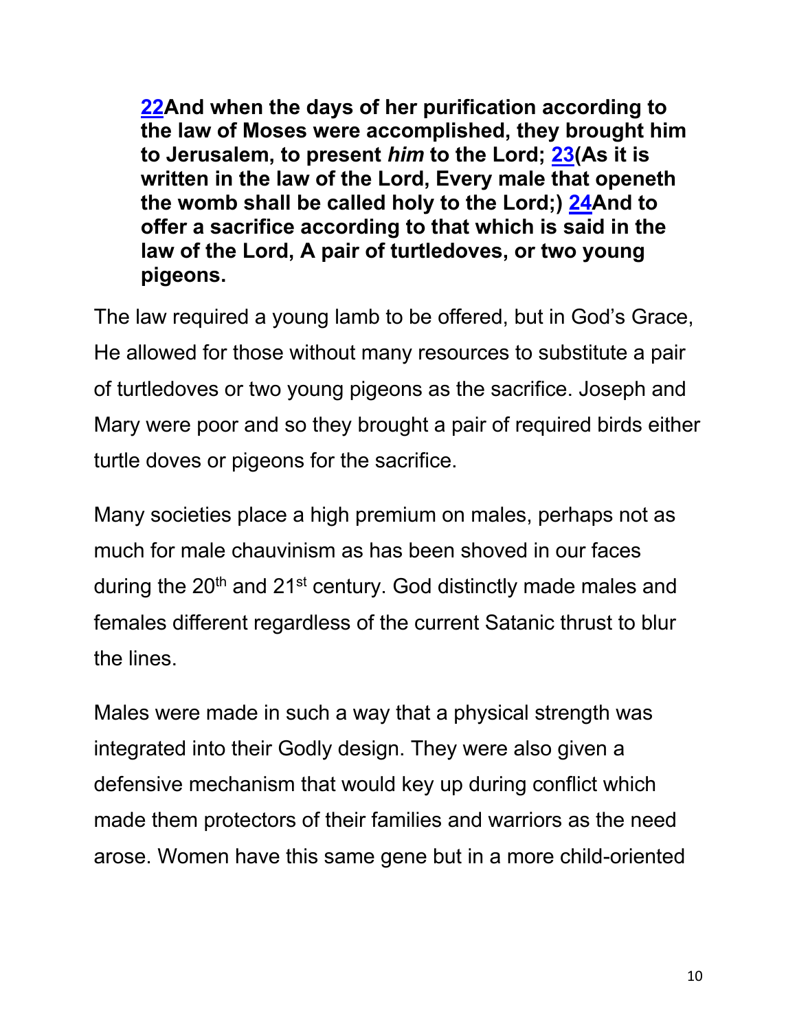> **[22](#)And when the days of her purification according to the law of Moses were accomplished, they brought him to Jerusalem, to present *him* to the Lord; [23](#)(As it is written in the law of the Lord, Every male that openeth the womb shall be called holy to the Lord;) [24](#)And to offer a sacrifice according to that which is said in the law of the Lord, A pair of turtledoves, or two young pigeons.**

The law required a young lamb to be offered, but in God's Grace, He allowed for those without many resources to substitute a pair of turtledoves or two young pigeons as the sacrifice. Joseph and Mary were poor and so they brought a pair of required birds either turtle doves or pigeons for the sacrifice.

Many societies place a high premium on males, perhaps not as much for male chauvinism as has been shoved in our faces during the 20th and 21st century. God distinctly made males and females different regardless of the current Satanic thrust to blur the lines.

Males were made in such a way that a physical strength was integrated into their Godly design. They were also given a defensive mechanism that would key up during conflict which made them protectors of their families and warriors as the need arose. Women have this same gene but in a more child-oriented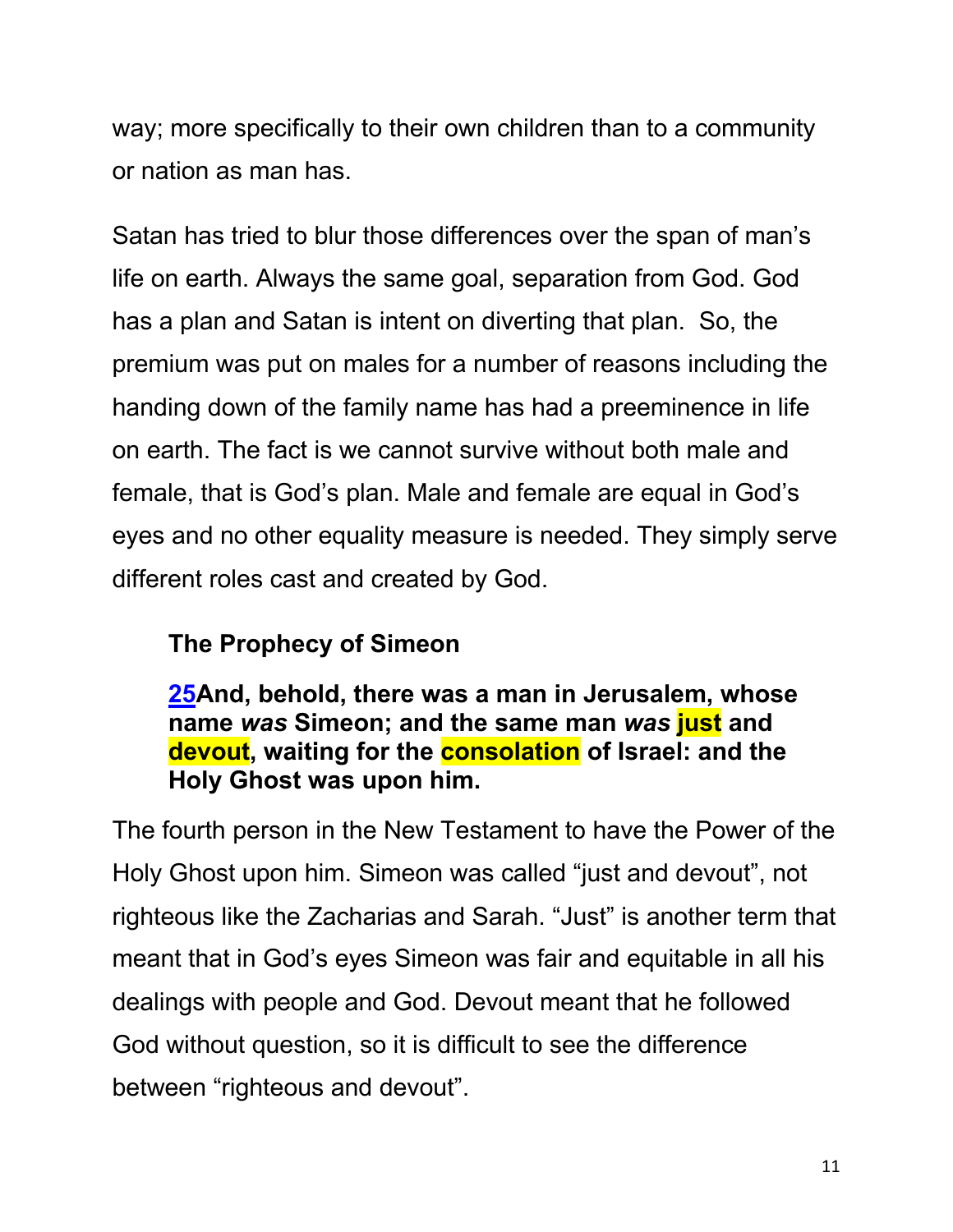way; more specifically to their own children than to a community or nation as man has.

Satan has tried to blur those differences over the span of man's life on earth. Always the same goal, separation from God. God has a plan and Satan is intent on diverting that plan. So, the premium was put on males for a number of reasons including the handing down of the family name has had a preeminence in life on earth. The fact is we cannot survive without both male and female, that is God's plan. Male and female are equal in God's eyes and no other equality measure is needed. They simply serve different roles cast and created by God.

> **The Prophecy of Simeon**
>
> **25And, behold, there was a man in Jerusalem, whose name *was* Simeon; and the same man *was* just and devout, waiting for the consolation of Israel: and the Holy Ghost was upon him.**

The fourth person in the New Testament to have the Power of the Holy Ghost upon him. Simeon was called "just and devout", not righteous like the Zacharias and Sarah. "Just" is another term that meant that in God's eyes Simeon was fair and equitable in all his dealings with people and God. Devout meant that he followed God without question, so it is difficult to see the difference between "righteous and devout".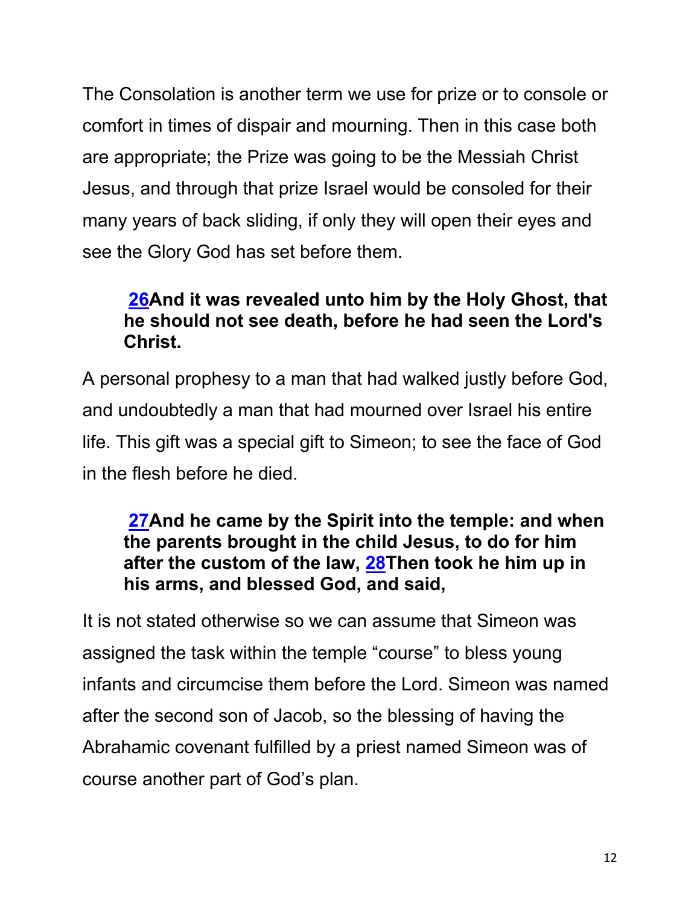The Consolation is another term we use for prize or to console or comfort in times of dispair and mourning. Then in this case both are appropriate; the Prize was going to be the Messiah Christ Jesus, and through that prize Israel would be consoled for their many years of back sliding, if only they will open their eyes and see the Glory God has set before them.

> **26And it was revealed unto him by the Holy Ghost, that he should not see death, before he had seen the Lord's Christ.**

A personal prophesy to a man that had walked justly before God, and undoubtedly a man that had mourned over Israel his entire life. This gift was a special gift to Simeon; to see the face of God in the flesh before he died.

> **27And he came by the Spirit into the temple: and when the parents brought in the child Jesus, to do for him after the custom of the law, 28Then took he him up in his arms, and blessed God, and said,**

It is not stated otherwise so we can assume that Simeon was assigned the task within the temple "course" to bless young infants and circumcise them before the Lord. Simeon was named after the second son of Jacob, so the blessing of having the Abrahamic covenant fulfilled by a priest named Simeon was of course another part of God's plan.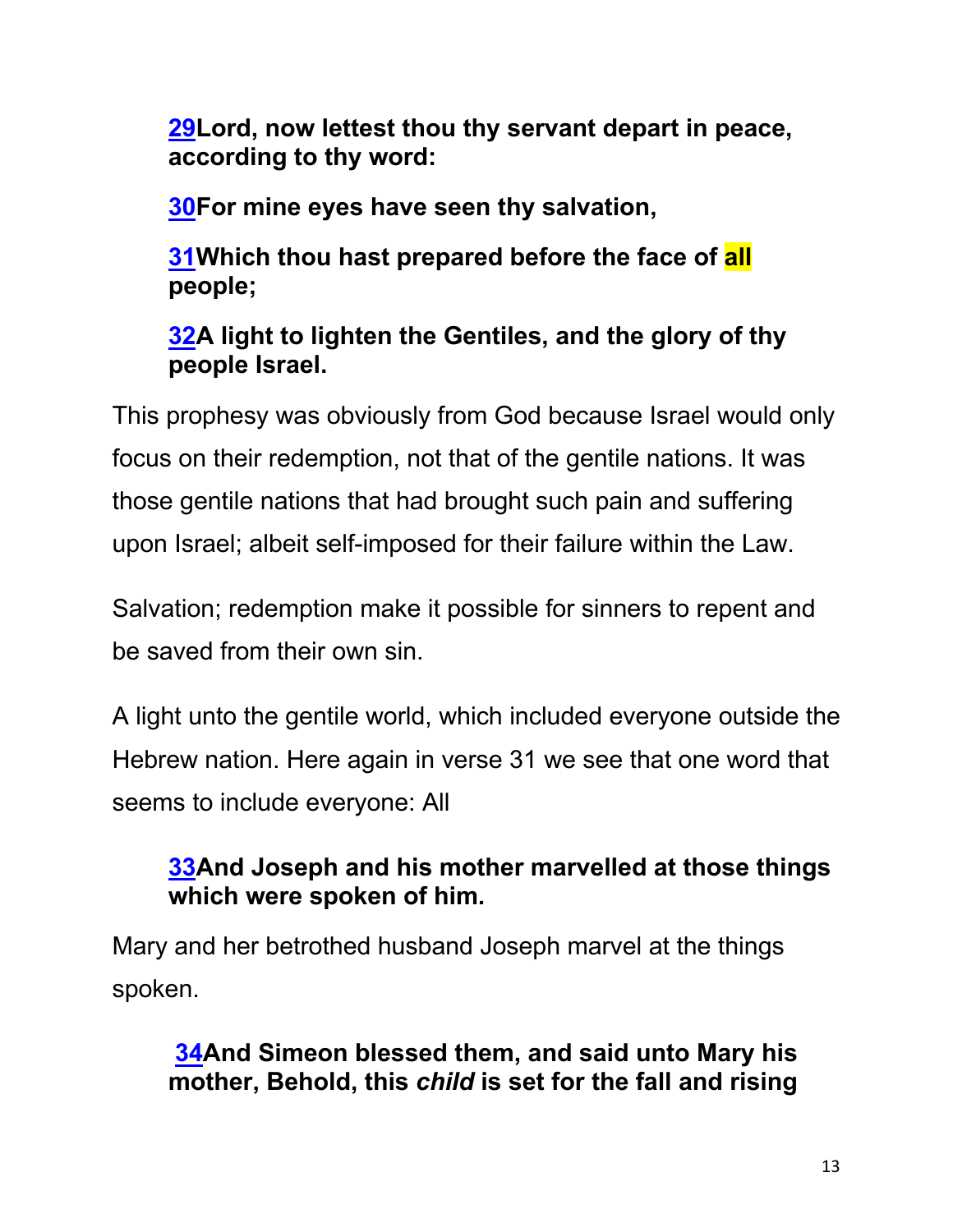> **29Lord, now lettest thou thy servant depart in peace, according to thy word:**
>
> **30For mine eyes have seen thy salvation,**
>
> **31Which thou hast prepared before the face of all people;**
>
> **32A light to lighten the Gentiles, and the glory of thy people Israel.**

This prophesy was obviously from God because Israel would only focus on their redemption, not that of the gentile nations. It was those gentile nations that had brought such pain and suffering upon Israel; albeit self-imposed for their failure within the Law.

Salvation; redemption make it possible for sinners to repent and be saved from their own sin.

A light unto the gentile world, which included everyone outside the Hebrew nation. Here again in verse 31 we see that one word that seems to include everyone: All

> **33And Joseph and his mother marvelled at those things which were spoken of him.**

Mary and her betrothed husband Joseph marvel at the things spoken.

> **34And Simeon blessed them, and said unto Mary his mother, Behold, this *child* is set for the fall and rising**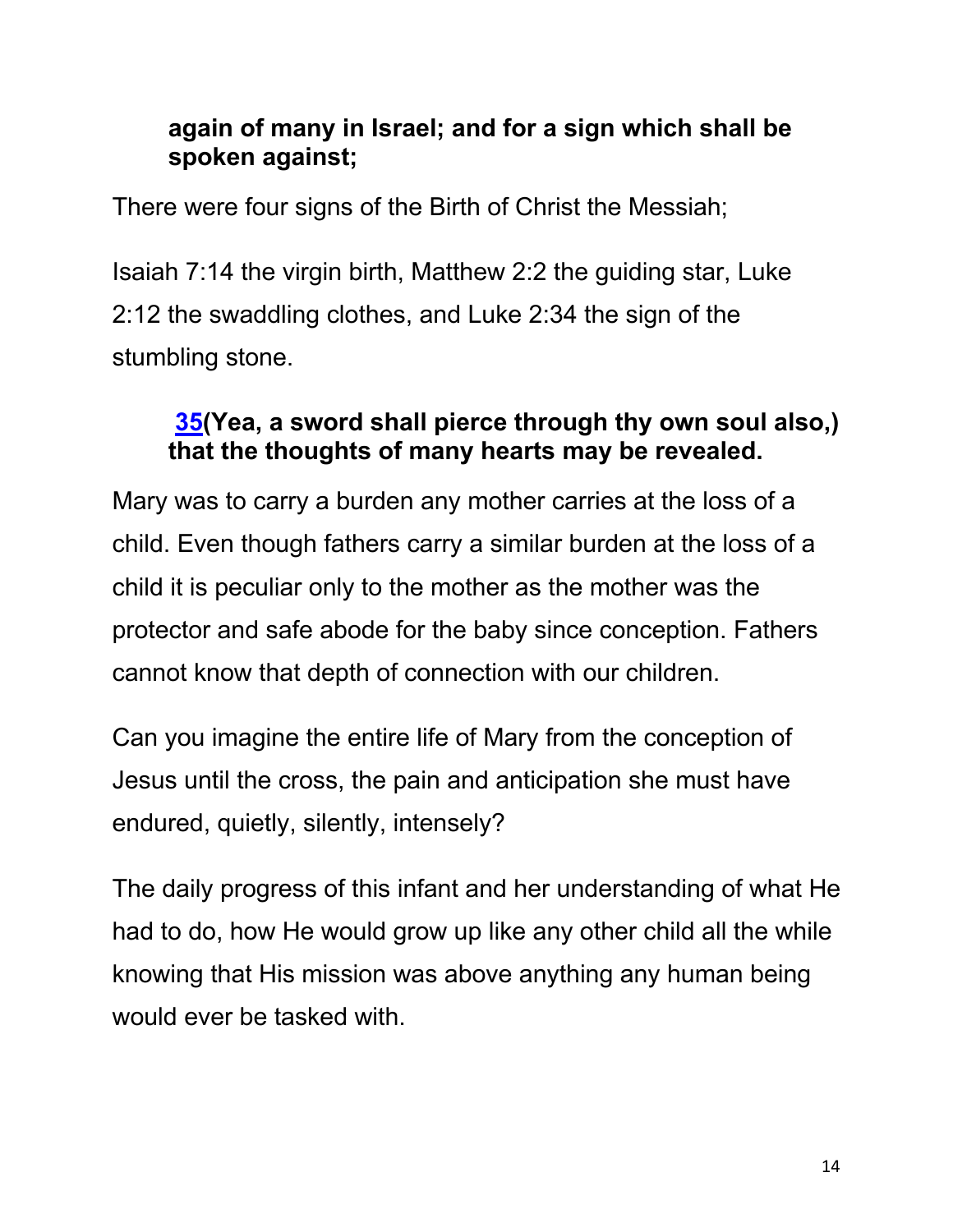**again of many in Israel; and for a sign which shall be spoken against;**

There were four signs of the Birth of Christ the Messiah;

Isaiah 7:14 the virgin birth, Matthew 2:2 the guiding star, Luke 2:12 the swaddling clothes, and Luke 2:34 the sign of the stumbling stone.

**35(Yea, a sword shall pierce through thy own soul also,) that the thoughts of many hearts may be revealed.**

Mary was to carry a burden any mother carries at the loss of a child. Even though fathers carry a similar burden at the loss of a child it is peculiar only to the mother as the mother was the protector and safe abode for the baby since conception. Fathers cannot know that depth of connection with our children.

Can you imagine the entire life of Mary from the conception of Jesus until the cross, the pain and anticipation she must have endured, quietly, silently, intensely?

The daily progress of this infant and her understanding of what He had to do, how He would grow up like any other child all the while knowing that His mission was above anything any human being would ever be tasked with.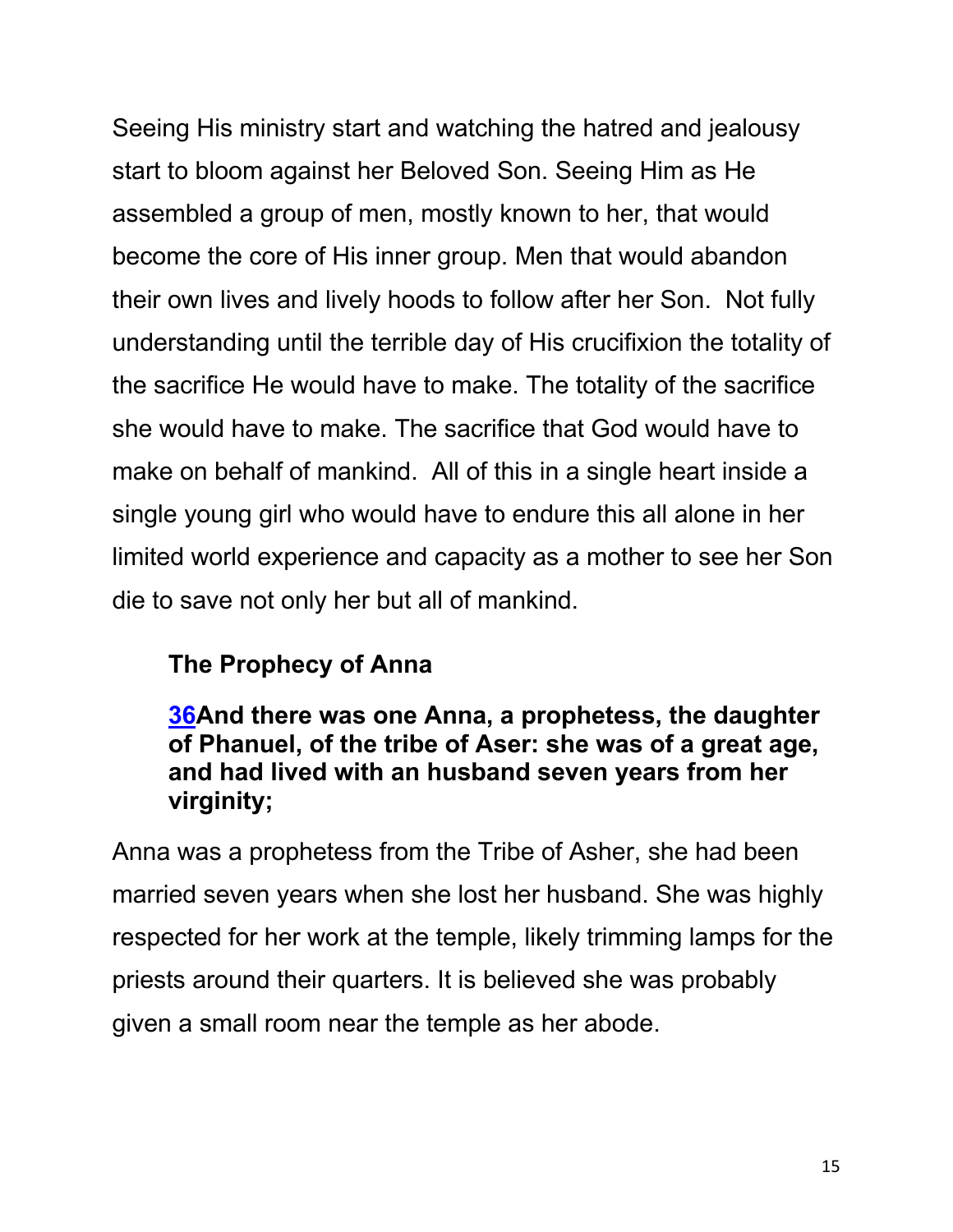Seeing His ministry start and watching the hatred and jealousy start to bloom against her Beloved Son. Seeing Him as He assembled a group of men, mostly known to her, that would become the core of His inner group. Men that would abandon their own lives and lively hoods to follow after her Son. Not fully understanding until the terrible day of His crucifixion the totality of the sacrifice He would have to make. The totality of the sacrifice she would have to make. The sacrifice that God would have to make on behalf of mankind. All of this in a single heart inside a single young girl who would have to endure this all alone in her limited world experience and capacity as a mother to see her Son die to save not only her but all of mankind.

### The Prophecy of Anna

**36And there was one Anna, a prophetess, the daughter of Phanuel, of the tribe of Aser: she was of a great age, and had lived with an husband seven years from her virginity;**

Anna was a prophetess from the Tribe of Asher, she had been married seven years when she lost her husband. She was highly respected for her work at the temple, likely trimming lamps for the priests around their quarters. It is believed she was probably given a small room near the temple as her abode.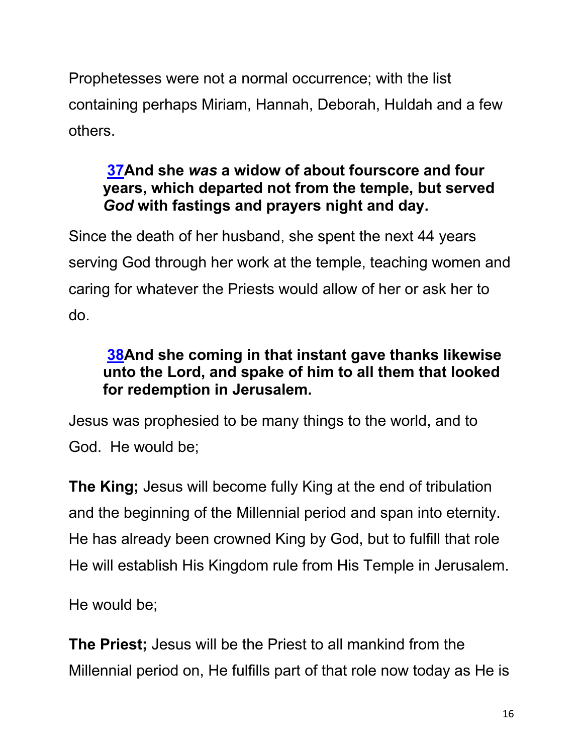Prophetesses were not a normal occurrence; with the list containing perhaps Miriam, Hannah, Deborah, Huldah and a few others.

> **37And she *was* a widow of about fourscore and four years, which departed not from the temple, but served *God* with fastings and prayers night and day.**

Since the death of her husband, she spent the next 44 years serving God through her work at the temple, teaching women and caring for whatever the Priests would allow of her or ask her to do.

> **38And she coming in that instant gave thanks likewise unto the Lord, and spake of him to all them that looked for redemption in Jerusalem.**

Jesus was prophesied to be many things to the world, and to God. He would be;

**The King;** Jesus will become fully King at the end of tribulation and the beginning of the Millennial period and span into eternity. He has already been crowned King by God, but to fulfill that role He will establish His Kingdom rule from His Temple in Jerusalem.

He would be;

**The Priest;** Jesus will be the Priest to all mankind from the Millennial period on, He fulfills part of that role now today as He is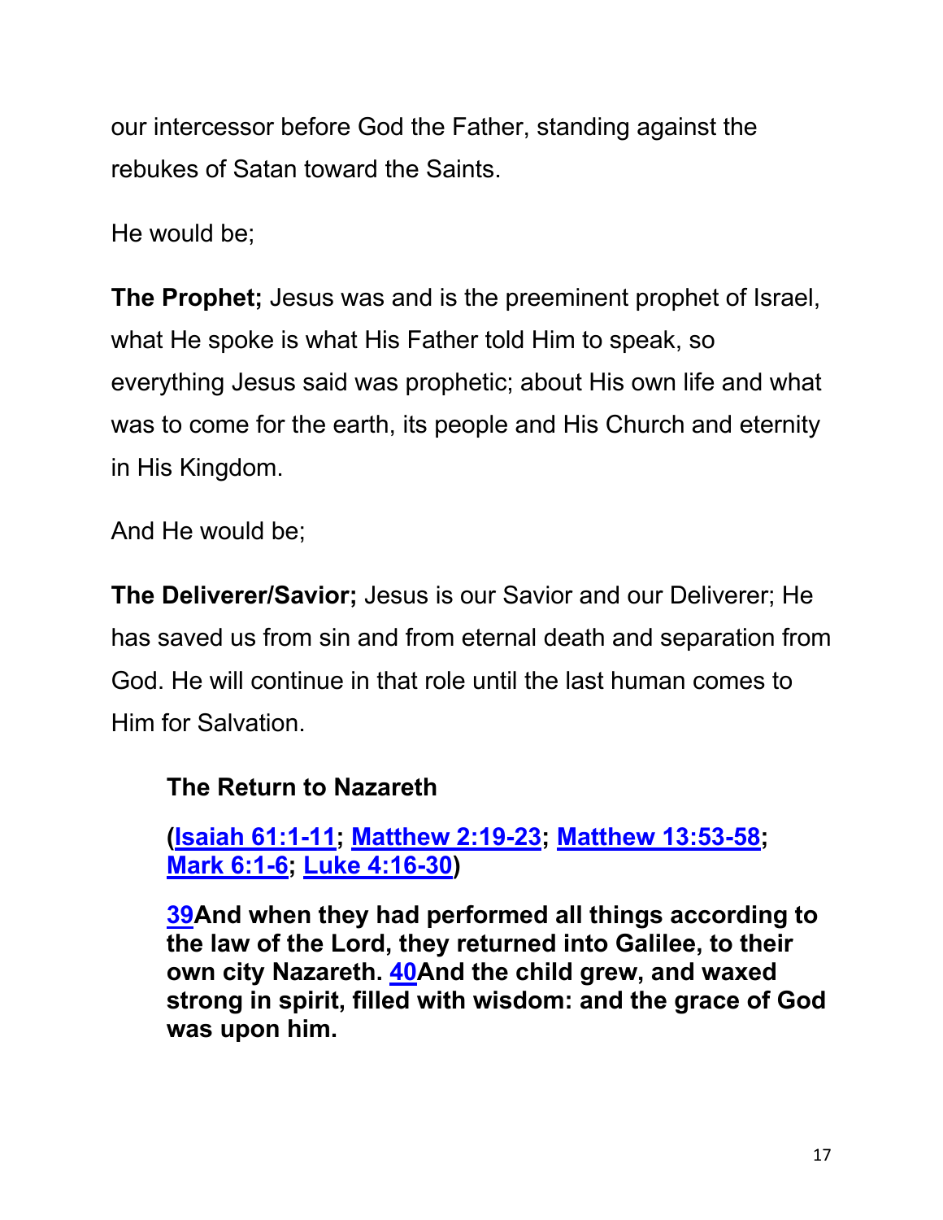our intercessor before God the Father, standing against the rebukes of Satan toward the Saints.

He would be;

**The Prophet;** Jesus was and is the preeminent prophet of Israel, what He spoke is what His Father told Him to speak, so everything Jesus said was prophetic; about His own life and what was to come for the earth, its people and His Church and eternity in His Kingdom.

And He would be;

**The Deliverer/Savior;** Jesus is our Savior and our Deliverer; He has saved us from sin and from eternal death and separation from God. He will continue in that role until the last human comes to Him for Salvation.

### The Return to Nazareth

**(Isaiah 61:1-11; Matthew 2:19-23; Matthew 13:53-58; Mark 6:1-6; Luke 4:16-30)**

**39And when they had performed all things according to the law of the Lord, they returned into Galilee, to their own city Nazareth. 40And the child grew, and waxed strong in spirit, filled with wisdom: and the grace of God was upon him.**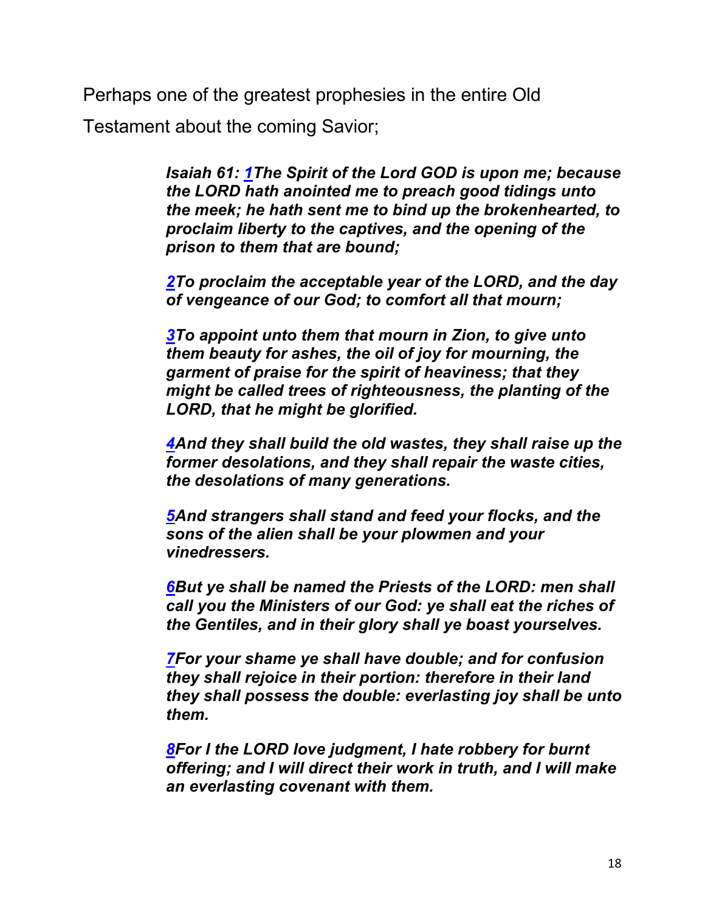Perhaps one of the greatest prophesies in the entire Old Testament about the coming Savior;

> ***Isaiah 61: 1The Spirit of the Lord GOD is upon me; because the LORD hath anointed me to preach good tidings unto the meek; he hath sent me to bind up the brokenhearted, to proclaim liberty to the captives, and the opening of the prison to them that are bound;***
>
> ***2To proclaim the acceptable year of the LORD, and the day of vengeance of our God; to comfort all that mourn;***
>
> ***3To appoint unto them that mourn in Zion, to give unto them beauty for ashes, the oil of joy for mourning, the garment of praise for the spirit of heaviness; that they might be called trees of righteousness, the planting of the LORD, that he might be glorified.***
>
> ***4And they shall build the old wastes, they shall raise up the former desolations, and they shall repair the waste cities, the desolations of many generations.***
>
> ***5And strangers shall stand and feed your flocks, and the sons of the alien shall be your plowmen and your vinedressers.***
>
> ***6But ye shall be named the Priests of the LORD: men shall call you the Ministers of our God: ye shall eat the riches of the Gentiles, and in their glory shall ye boast yourselves.***
>
> ***7For your shame ye shall have double; and for confusion they shall rejoice in their portion: therefore in their land they shall possess the double: everlasting joy shall be unto them.***
>
> ***8For I the LORD love judgment, I hate robbery for burnt offering; and I will direct their work in truth, and I will make an everlasting covenant with them.***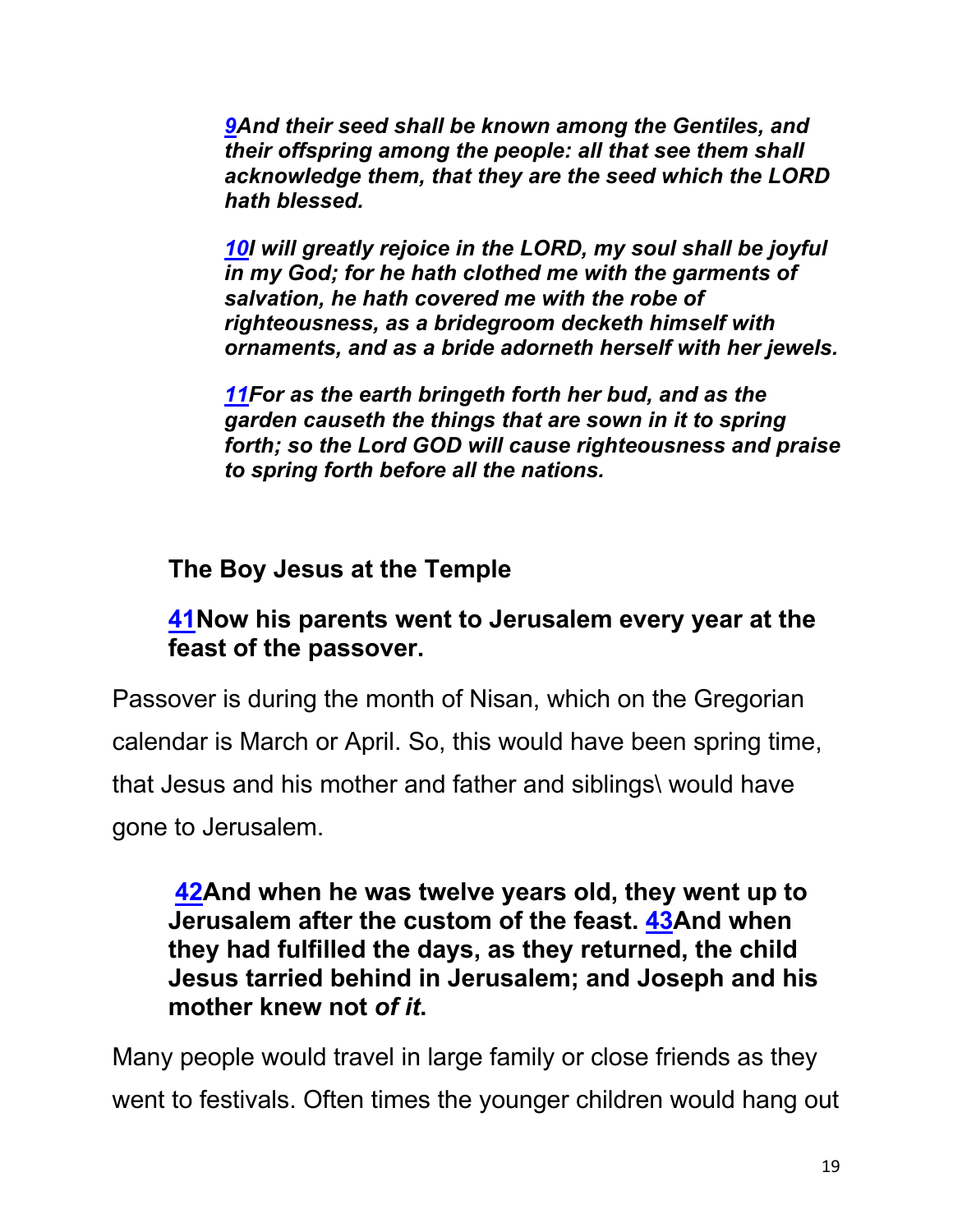***9**And their seed shall be known among the Gentiles, and their offspring among the people: all that see them shall acknowledge them, that they are the seed which the LORD hath blessed.*

***10**I will greatly rejoice in the LORD, my soul shall be joyful in my God; for he hath clothed me with the garments of salvation, he hath covered me with the robe of righteousness, as a bridegroom decketh himself with ornaments, and as a bride adorneth herself with her jewels.*

***11**For as the earth bringeth forth her bud, and as the garden causeth the things that are sown in it to spring forth; so the Lord GOD will cause righteousness and praise to spring forth before all the nations.*

**The Boy Jesus at the Temple**

**41Now his parents went to Jerusalem every year at the feast of the passover.**

Passover is during the month of Nisan, which on the Gregorian calendar is March or April. So, this would have been spring time, that Jesus and his mother and father and siblings\ would have gone to Jerusalem.

**42And when he was twelve years old, they went up to Jerusalem after the custom of the feast. 43And when they had fulfilled the days, as they returned, the child Jesus tarried behind in Jerusalem; and Joseph and his mother knew not *of it*.**

Many people would travel in large family or close friends as they went to festivals. Often times the younger children would hang out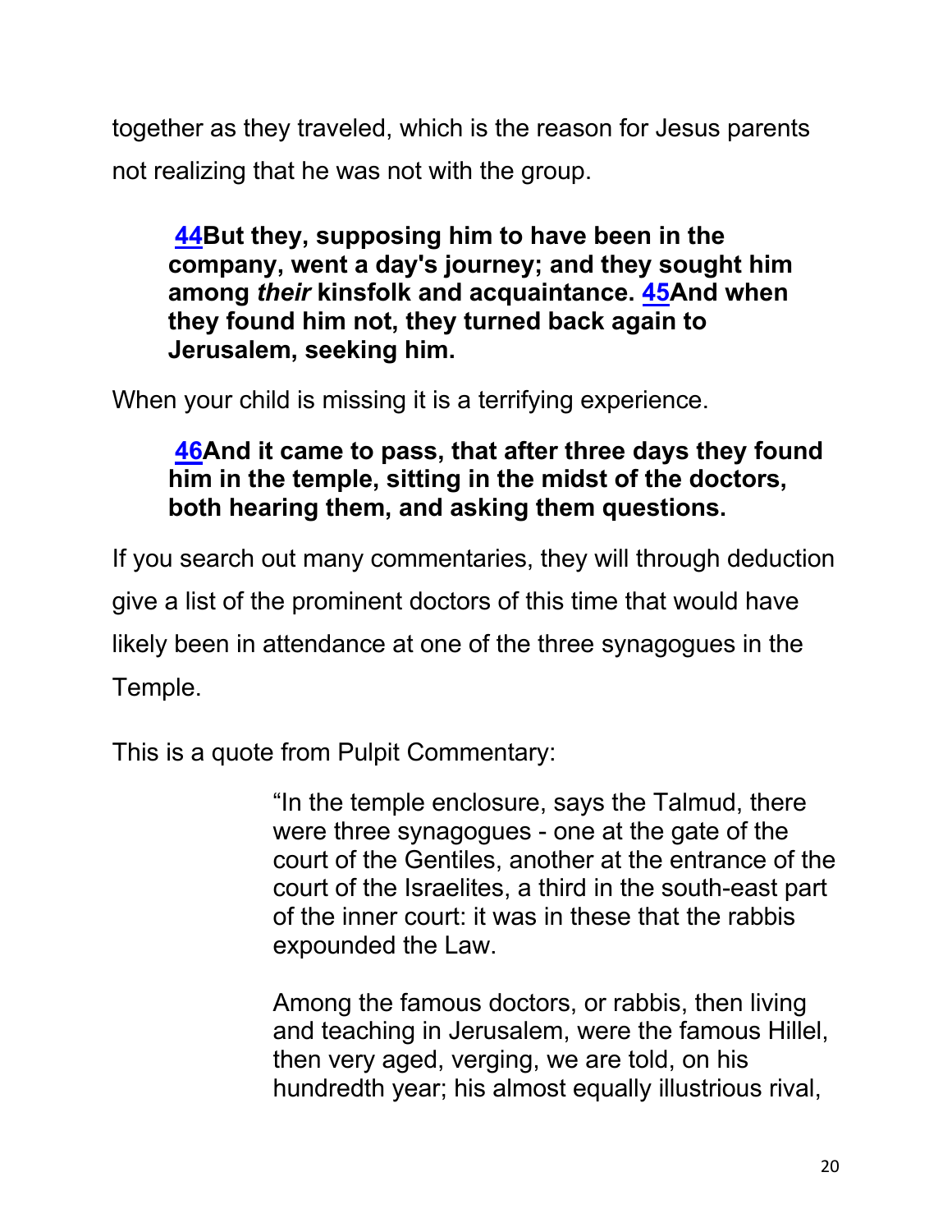together as they traveled, which is the reason for Jesus parents not realizing that he was not with the group.

> **44But they, supposing him to have been in the company, went a day's journey; and they sought him among *their* kinsfolk and acquaintance. 45And when they found him not, they turned back again to Jerusalem, seeking him.**

When your child is missing it is a terrifying experience.

> **46And it came to pass, that after three days they found him in the temple, sitting in the midst of the doctors, both hearing them, and asking them questions.**

If you search out many commentaries, they will through deduction give a list of the prominent doctors of this time that would have likely been in attendance at one of the three synagogues in the Temple.

This is a quote from Pulpit Commentary:

> "In the temple enclosure, says the Talmud, there were three synagogues - one at the gate of the court of the Gentiles, another at the entrance of the court of the Israelites, a third in the south-east part of the inner court: it was in these that the rabbis expounded the Law.
>
> Among the famous doctors, or rabbis, then living and teaching in Jerusalem, were the famous Hillel, then very aged, verging, we are told, on his hundredth year; his almost equally illustrious rival,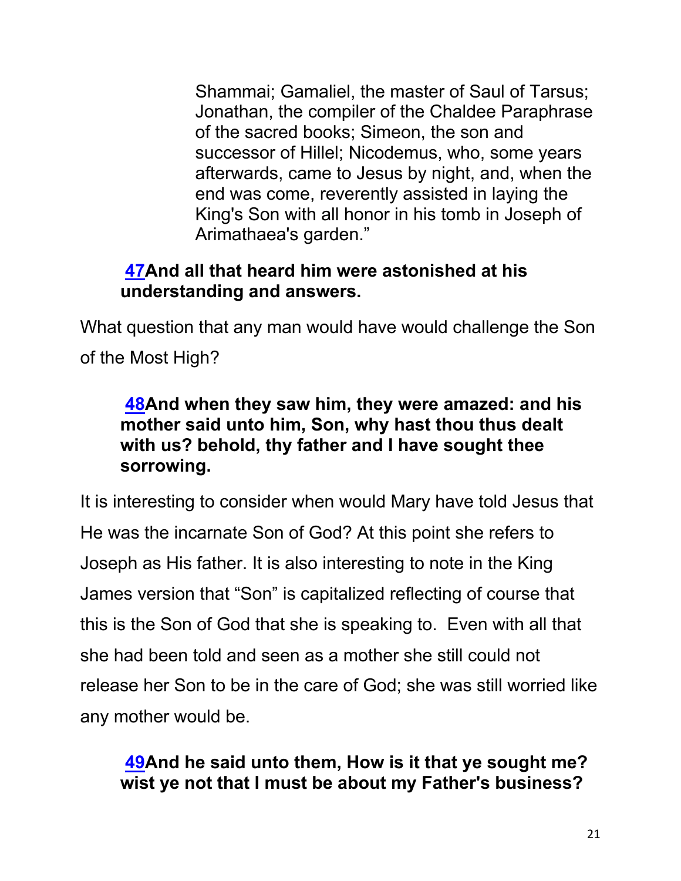Shammai; Gamaliel, the master of Saul of Tarsus; Jonathan, the compiler of the Chaldee Paraphrase of the sacred books; Simeon, the son and successor of Hillel; Nicodemus, who, some years afterwards, came to Jesus by night, and, when the end was come, reverently assisted in laying the King's Son with all honor in his tomb in Joseph of Arimathaea's garden."

**47And all that heard him were astonished at his understanding and answers.**

What question that any man would have would challenge the Son of the Most High?

**48And when they saw him, they were amazed: and his mother said unto him, Son, why hast thou thus dealt with us? behold, thy father and I have sought thee sorrowing.**

It is interesting to consider when would Mary have told Jesus that He was the incarnate Son of God? At this point she refers to Joseph as His father. It is also interesting to note in the King James version that "Son" is capitalized reflecting of course that this is the Son of God that she is speaking to. Even with all that she had been told and seen as a mother she still could not release her Son to be in the care of God; she was still worried like any mother would be.

**49And he said unto them, How is it that ye sought me? wist ye not that I must be about my Father's business?**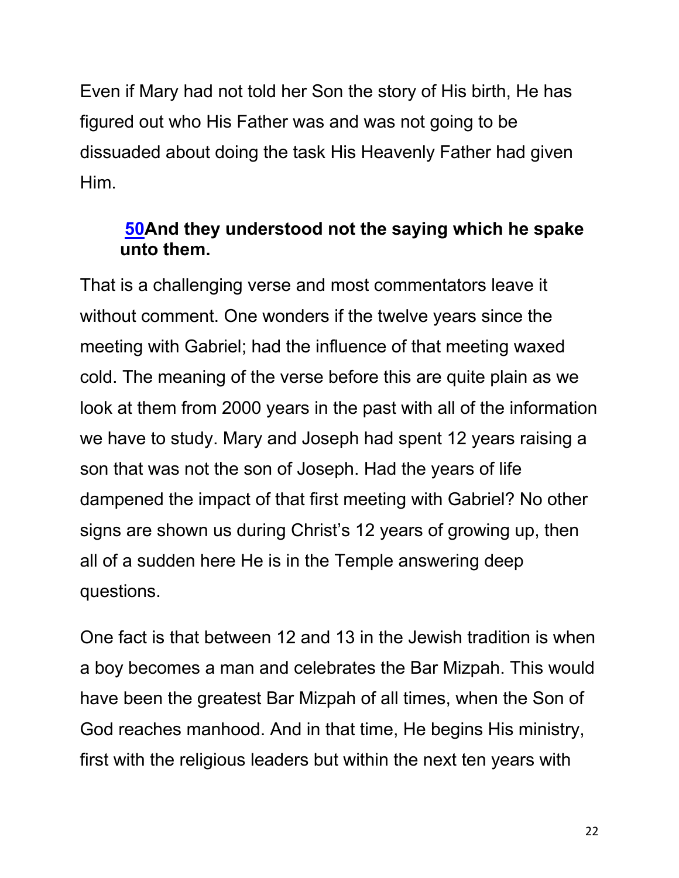Even if Mary had not told her Son the story of His birth, He has figured out who His Father was and was not going to be dissuaded about doing the task His Heavenly Father had given Him.

> **50And they understood not the saying which he spake unto them.**

That is a challenging verse and most commentators leave it without comment. One wonders if the twelve years since the meeting with Gabriel; had the influence of that meeting waxed cold. The meaning of the verse before this are quite plain as we look at them from 2000 years in the past with all of the information we have to study. Mary and Joseph had spent 12 years raising a son that was not the son of Joseph. Had the years of life dampened the impact of that first meeting with Gabriel? No other signs are shown us during Christ's 12 years of growing up, then all of a sudden here He is in the Temple answering deep questions.

One fact is that between 12 and 13 in the Jewish tradition is when a boy becomes a man and celebrates the Bar Mizpah. This would have been the greatest Bar Mizpah of all times, when the Son of God reaches manhood. And in that time, He begins His ministry, first with the religious leaders but within the next ten years with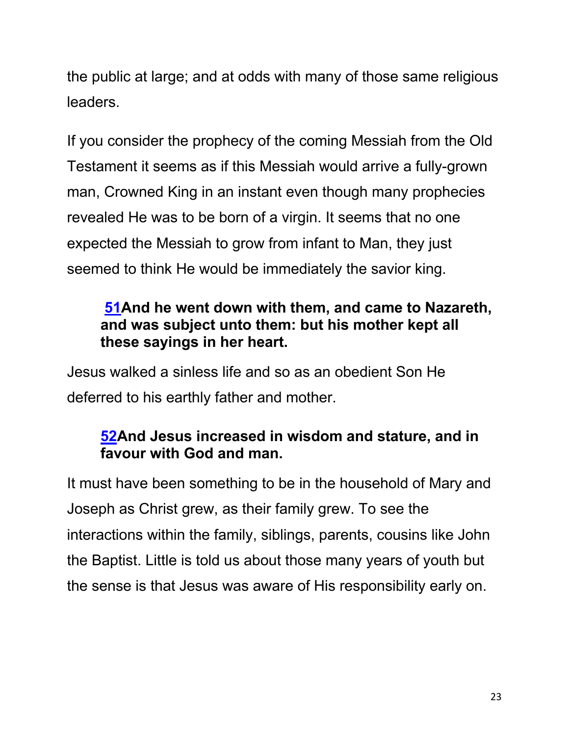the public at large; and at odds with many of those same religious leaders.

If you consider the prophecy of the coming Messiah from the Old Testament it seems as if this Messiah would arrive a fully-grown man, Crowned King in an instant even though many prophecies revealed He was to be born of a virgin. It seems that no one expected the Messiah to grow from infant to Man, they just seemed to think He would be immediately the savior king.

> **51And he went down with them, and came to Nazareth, and was subject unto them: but his mother kept all these sayings in her heart.**

Jesus walked a sinless life and so as an obedient Son He deferred to his earthly father and mother.

> **52And Jesus increased in wisdom and stature, and in favour with God and man.**

It must have been something to be in the household of Mary and Joseph as Christ grew, as their family grew. To see the interactions within the family, siblings, parents, cousins like John the Baptist. Little is told us about those many years of youth but the sense is that Jesus was aware of His responsibility early on.